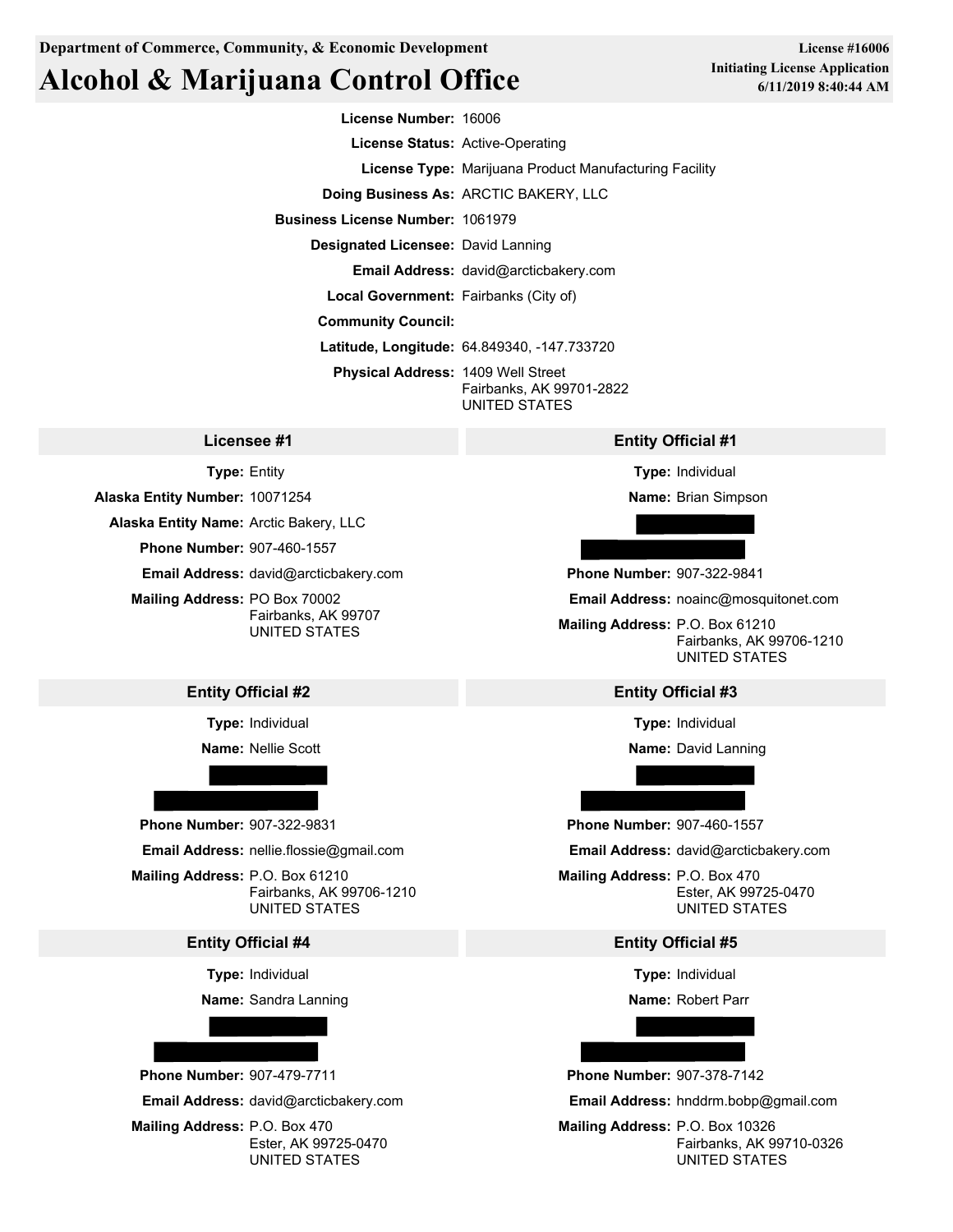**Department of Commerce, Community, & Economic Development**

# Alcohol & Marijuana Control Office

**License #16006**
**Initiating License Application**
**6/11/2019 8:40:44 AM**

**License Number:** 16006

**License Status:** Active-Operating

**License Type:** Marijuana Product Manufacturing Facility

**Doing Business As:** ARCTIC BAKERY, LLC

**Business License Number:** 1061979

**Designated Licensee:** David Lanning

**Email Address:** david@arcticbakery.com

**Local Government:** Fairbanks (City of)

**Community Council:**

**Latitude, Longitude:** 64.849340, -147.733720

**Physical Address:** 1409 Well Street
Fairbanks, AK 99701-2822
UNITED STATES

## Licensee #1

**Type:** Entity

**Alaska Entity Number:** 10071254

**Alaska Entity Name:** Arctic Bakery, LLC

**Phone Number:** 907-460-1557

**Email Address:** david@arcticbakery.com

**Mailing Address:** PO Box 70002
Fairbanks, AK 99707
UNITED STATES

## Entity Official #1

**Type:** Individual

**Name:** Brian Simpson

**Phone Number:** 907-322-9841

**Email Address:** noainc@mosquitonet.com

**Mailing Address:** P.O. Box 61210
Fairbanks, AK 99706-1210
UNITED STATES

## Entity Official #2

**Type:** Individual

**Name:** Nellie Scott

**Phone Number:** 907-322-9831

**Email Address:** nellie.flossie@gmail.com

**Mailing Address:** P.O. Box 61210
Fairbanks, AK 99706-1210
UNITED STATES

## Entity Official #3

**Type:** Individual

**Name:** David Lanning

**Phone Number:** 907-460-1557

**Email Address:** david@arcticbakery.com

**Mailing Address:** P.O. Box 470
Ester, AK 99725-0470
UNITED STATES

## Entity Official #4

**Type:** Individual

**Name:** Sandra Lanning

**Phone Number:** 907-479-7711

**Email Address:** david@arcticbakery.com

**Mailing Address:** P.O. Box 470
Ester, AK 99725-0470
UNITED STATES

## Entity Official #5

**Type:** Individual

**Name:** Robert Parr

**Phone Number:** 907-378-7142

**Email Address:** hnddrm.bobp@gmail.com

**Mailing Address:** P.O. Box 10326
Fairbanks, AK 99710-0326
UNITED STATES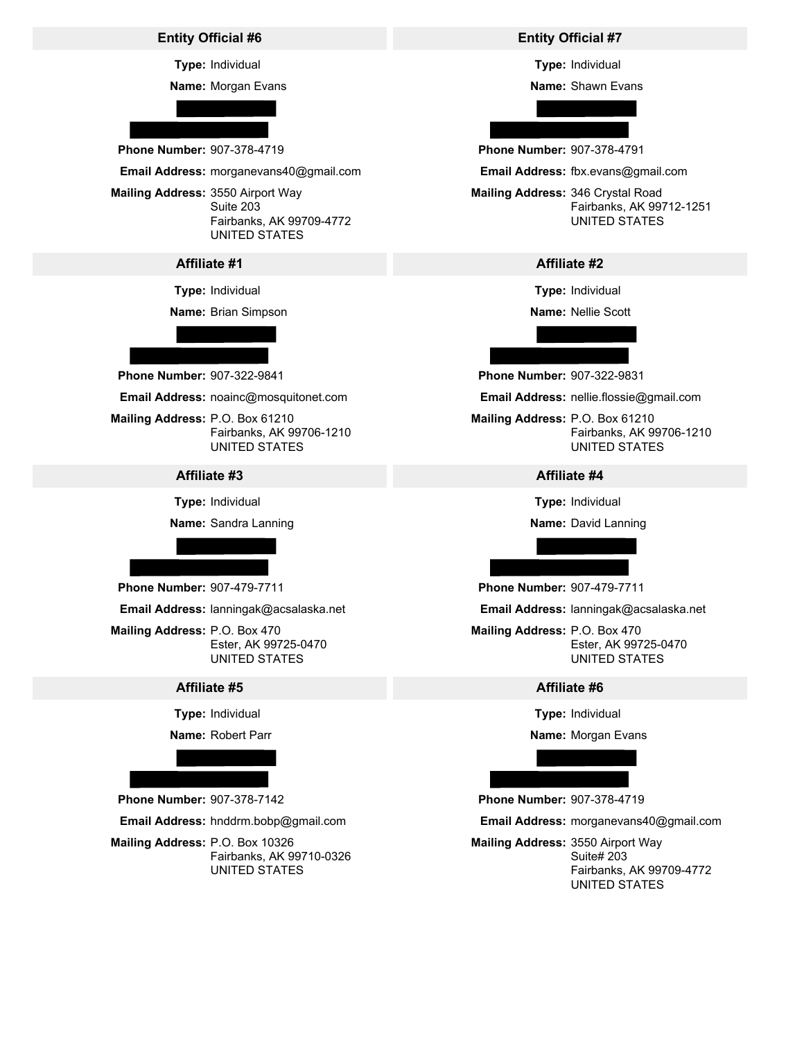## Entity Official #6

**Type:** Individual

**Name:** Morgan Evans

**Phone Number:** 907-378-4719

**Email Address:** morganevans40@gmail.com

**Mailing Address:** 3550 Airport Way
Suite 203
Fairbanks, AK 99709-4772
UNITED STATES

## Entity Official #7

**Type:** Individual

**Name:** Shawn Evans

**Phone Number:** 907-378-4791

**Email Address:** fbx.evans@gmail.com

**Mailing Address:** 346 Crystal Road
Fairbanks, AK 99712-1251
UNITED STATES

## Affiliate #1

**Type:** Individual

**Name:** Brian Simpson

**Phone Number:** 907-322-9841

**Email Address:** noainc@mosquitonet.com

**Mailing Address:** P.O. Box 61210
Fairbanks, AK 99706-1210
UNITED STATES

## Affiliate #2

**Type:** Individual

**Name:** Nellie Scott

**Phone Number:** 907-322-9831

**Email Address:** nellie.flossie@gmail.com

**Mailing Address:** P.O. Box 61210
Fairbanks, AK 99706-1210
UNITED STATES

## Affiliate #3

**Type:** Individual

**Name:** Sandra Lanning

**Phone Number:** 907-479-7711

**Email Address:** lanningak@acsalaska.net

**Mailing Address:** P.O. Box 470
Ester, AK 99725-0470
UNITED STATES

## Affiliate #4

**Type:** Individual

**Name:** David Lanning

**Phone Number:** 907-479-7711

**Email Address:** lanningak@acsalaska.net

**Mailing Address:** P.O. Box 470
Ester, AK 99725-0470
UNITED STATES

## Affiliate #5

**Type:** Individual

**Name:** Robert Parr

**Phone Number:** 907-378-7142

**Email Address:** hnddrm.bobp@gmail.com

**Mailing Address:** P.O. Box 10326
Fairbanks, AK 99710-0326
UNITED STATES

## Affiliate #6

**Type:** Individual

**Name:** Morgan Evans

**Phone Number:** 907-378-4719

**Email Address:** morganevans40@gmail.com

**Mailing Address:** 3550 Airport Way
Suite# 203
Fairbanks, AK 99709-4772
UNITED STATES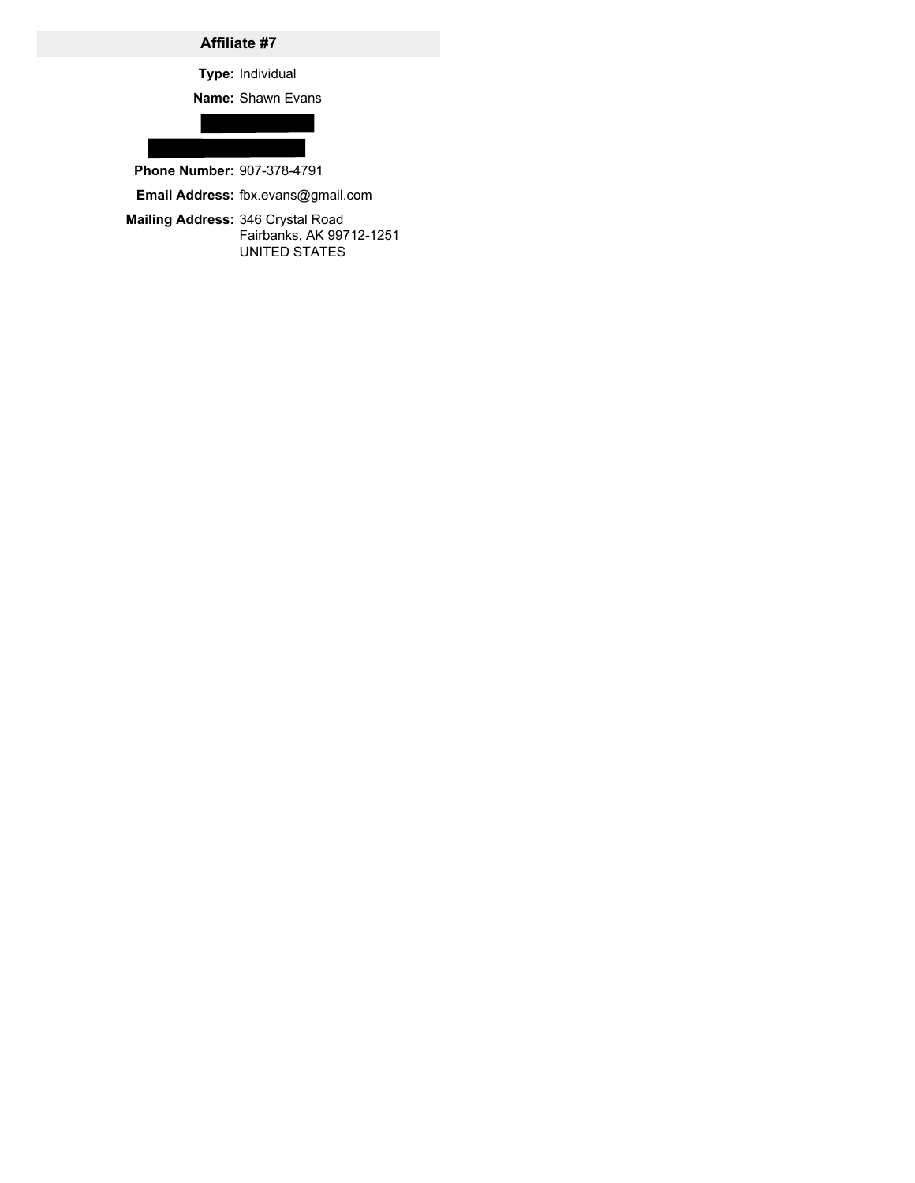## Affiliate #7

**Type:** Individual

**Name:** Shawn Evans

**Phone Number:** 907-378-4791

**Email Address:** fbx.evans@gmail.com

**Mailing Address:** 346 Crystal Road
Fairbanks, AK 99712-1251
UNITED STATES